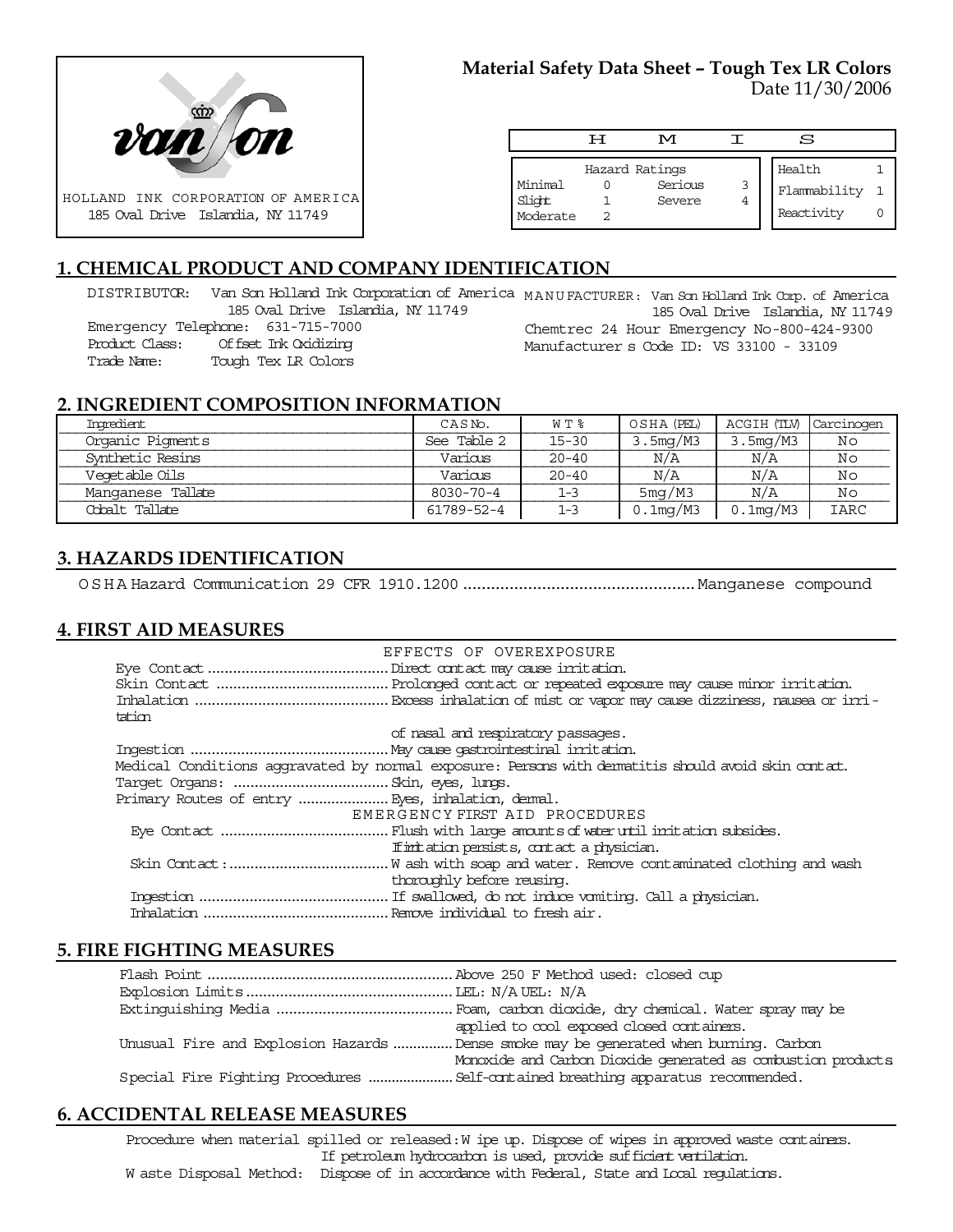HOLLAND INK CORPORATION OF AMERICA
185 Oval Drive Islandia, NY 11749

**Material Safety Data Sheet – Tough Tex LR Colors**
Date 11/30/2006

| H M I S | | | | | |
|---|---|---|---|---|---|
| Hazard Ratings | | | | Health | 1 |
| Minimal | 0 | Serious | 3 | Flammability | 1 |
| Slight | 1 | Severe | 4 | Reactivity | 0 |
| Moderate | 2 | | | | |

## 1. CHEMICAL PRODUCT AND COMPANY IDENTIFICATION

DISTRIBUTOR: Van Son Holland Ink Corporation of America
185 Oval Drive Islandia, NY 11749
Emergency Telephone: 631-715-7000
Product Class: Offset Ink Oxidizing
Trade Name: Tough Tex LR Colors

MANUFACTURER: Van Son Holland Ink Corp. of America
185 Oval Drive Islandia, NY 11749
Chemtrec 24 Hour Emergency No-800-424-9300
Manufacturer s Code ID: VS 33100 - 33109

## 2. INGREDIENT COMPOSITION INFORMATION

| Ingredient | CAS No. | WT % | OSHA (PEL) | ACGIH (TLV) | Carcinogen |
|---|---|---|---|---|---|
| Organic Pigments | See Table 2 | 15-30 | 3.5mg/M3 | 3.5mg/M3 | No |
| Synthetic Resins | Various | 20-40 | N/A | N/A | No |
| Vegetable Oils | Various | 20-40 | N/A | N/A | No |
| Manganese Tallate | 8030-70-4 | 1-3 | 5mg/M3 | N/A | No |
| Cobalt Tallate | 61789-52-4 | 1-3 | 0.1mg/M3 | 0.1mg/M3 | IARC |

## 3. HAZARDS IDENTIFICATION

OSHA Hazard Communication 29 CFR 1910.1200 .................................................. Manganese compound

## 4. FIRST AID MEASURES

EFFECTS OF OVEREXPOSURE

Eye Contact .......................................... Direct contact may cause irritation.
Skin Contact ......................................... Prolonged contact or repeated exposure may cause minor irritation.
Inhalation ............................................. Excess inhalation of mist or vapor may cause dizziness, nausea or irritation of nasal and respiratory passages.
Ingestion .............................................. May cause gastrointestinal irritation.
Medical Conditions aggravated by normal exposure: Persons with dermatitis should avoid skin contact.
Target Organs: .................................... Skin, eyes, lungs.
Primary Routes of entry ..................... Eyes, inhalation, dermal.

EMERGENCY FIRST AID PROCEDURES

Eye Contact ....................................... Flush with large amounts of water until irritation subsides. If irritation persists, contact a physician.
Skin Contact: ..................................... Wash with soap and water. Remove contaminated clothing and wash thoroughly before reusing.
Ingestion ............................................ If swallowed, do not induce vomiting. Call a physician.
Inhalation ........................................... Remove individual to fresh air.

## 5. FIRE FIGHTING MEASURES

Flash Point .......................................................... Above 250 F Method used: closed cup
Explosion Limits ................................................. LEL: N/A UEL: N/A
Extinguishing Media ........................................... Foam, carbon dioxide, dry chemical. Water spray may be applied to cool exposed closed containers.
Unusual Fire and Explosion Hazards ............... Dense smoke may be generated when burning. Carbon Monoxide and Carbon Dioxide generated as combustion products.
Special Fire Fighting Procedures ..................... Self-contained breathing apparatus recommended.

## 6. ACCIDENTAL RELEASE MEASURES

Procedure when material spilled or released: Wipe up. Dispose of wipes in approved waste containers. If petroleum hydrocarbon is used, provide sufficient ventilation.
Waste Disposal Method: Dispose of in accordance with Federal, State and Local regulations.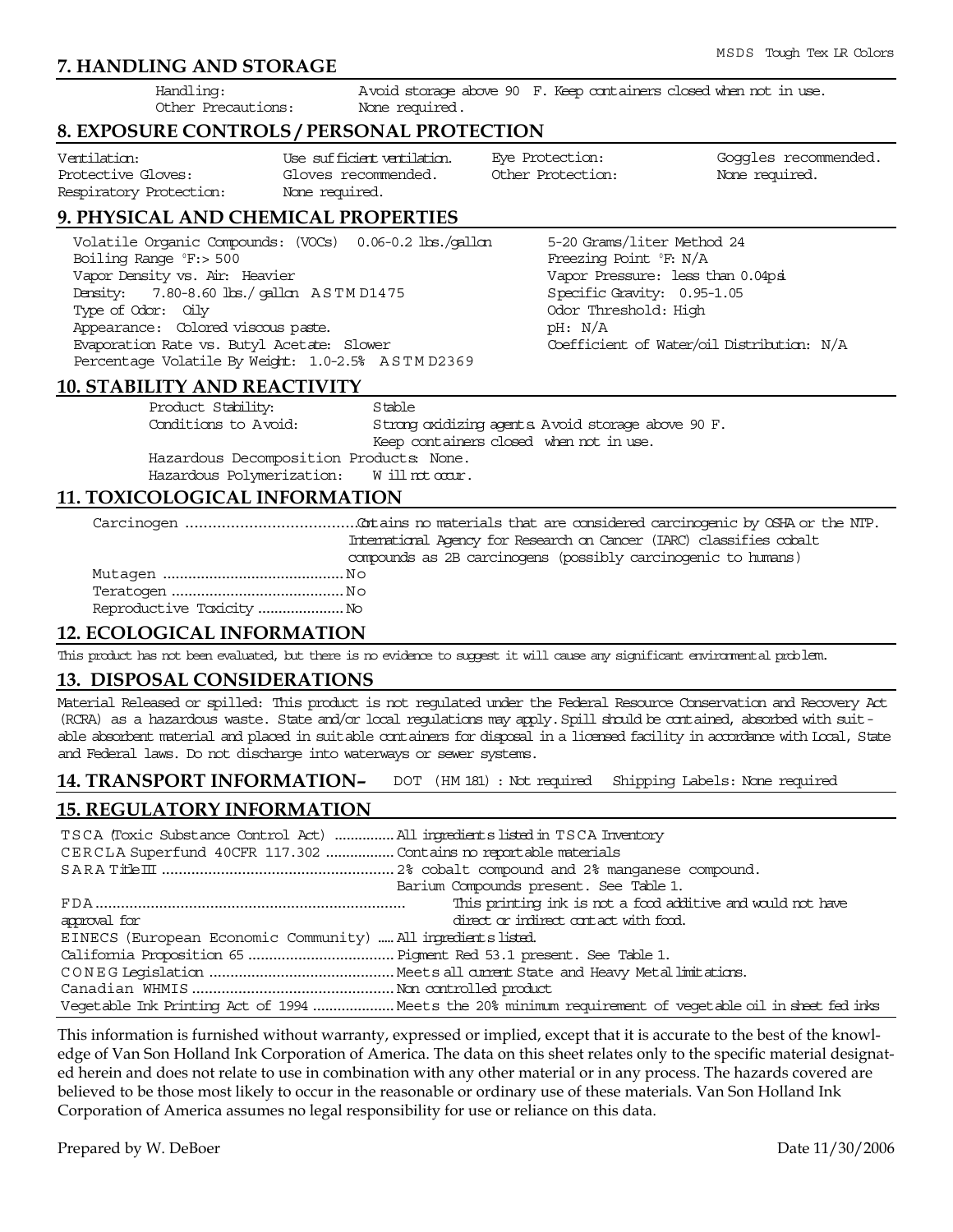## 7. HANDLING AND STORAGE

| | |
|---|---|
| Handling: | Avoid storage above 90 F. Keep containers closed when not in use. |
| Other Precautions: | None required. |

## 8. EXPOSURE CONTROLS / PERSONAL PROTECTION

| | | | |
|---|---|---|---|
| Ventilation: | Use sufficient ventilation. | Eye Protection: | Goggles recommended. |
| Protective Gloves: | Gloves recommended. | Other Protection: | None required. |
| Respiratory Protection: | None required. | | |

## 9. PHYSICAL AND CHEMICAL PROPERTIES

| | |
|---|---|
| Volatile Organic Compounds: (VOCs) 0.06-0.2 lbs./gallon | 5-20 Grams/liter Method 24 |
| Boiling Range °F: > 500 | Freezing Point °F: N/A |
| Vapor Density vs. Air: Heavier | Vapor Pressure: less than 0.04psi |
| Density: 7.80-8.60 lbs./gallon ASTM D1475 | Specific Gravity: 0.95-1.05 |
| Type of Odor: Oily | Odor Threshold: High |
| Appearance: Colored viscous paste. | pH: N/A |
| Evaporation Rate vs. Butyl Acetate: Slower | Coefficient of Water/oil Distribution: N/A |
| Percentage Volatile By Weight: 1.0-2.5% ASTM D2369 | |

## 10. STABILITY AND REACTIVITY

| | |
|---|---|
| Product Stability: | Stable |
| Conditions to Avoid: | Strong oxidizing agents. Avoid storage above 90 F. Keep containers closed when not in use. |
| Hazardous Decomposition Products: | None. |
| Hazardous Polymerization: | Will not occur. |

## 11. TOXICOLOGICAL INFORMATION

Carcinogen ........................................Contains no materials that are considered carcinogenic by OSHA or the NTP. International Agency for Research on Cancer (IARC) classifies cobalt compounds as 2B carcinogens (possibly carcinogenic to humans)

Mutagen ........................................... No

Teratogen ......................................... No

Reproductive Toxicity .................... No

## 12. ECOLOGICAL INFORMATION

This product has not been evaluated, but there is no evidence to suggest it will cause any significant environmental problem.

## 13. DISPOSAL CONSIDERATIONS

Material Released or spilled: This product is not regulated under the Federal Resource Conservation and Recovery Act (RCRA) as a hazardous waste. State and/or local regulations may apply. Spill should be contained, absorbed with suitable absorbent material and placed in suitable containers for disposal in a licensed facility in accordance with Local, State and Federal laws. Do not discharge into waterways or sewer systems.

## 14. TRANSPORT INFORMATION– DOT (HM 181) : Not required Shipping Labels: None required

## 15. REGULATORY INFORMATION

TSCA (Toxic Substance Control Act) ............... All ingredients listed in TSCA Inventory

CERCLA Superfund 40CFR 117.302 ................ Contains no reportable materials

SARA Title III ........................................................ 2% cobalt compound and 2% manganese compound. Barium Compounds present. See Table 1.

FDA ........................................................................ This printing ink is not a food additive and would not have approval for direct or indirect contact with food.

EINECS (European Economic Community) ..... All ingredients listed.

California Proposition 65 .................................. Pigment Red 53.1 present. See Table 1.

CONEG Legislation ........................................... Meets all current State and Heavy Metal limitations.

Canadian WHMIS ............................................... Non controlled product

Vegetable Ink Printing Act of 1994 .................... Meets the 20% minimum requirement of vegetable oil in sheet fed inks

This information is furnished without warranty, expressed or implied, except that it is accurate to the best of the knowledge of Van Son Holland Ink Corporation of America. The data on this sheet relates only to the specific material designated herein and does not relate to use in combination with any other material or in any process. The hazards covered are believed to be those most likely to occur in the reasonable or ordinary use of these materials. Van Son Holland Ink Corporation of America assumes no legal responsibility for use or reliance on this data.

Prepared by W. DeBoer

Date 11/30/2006